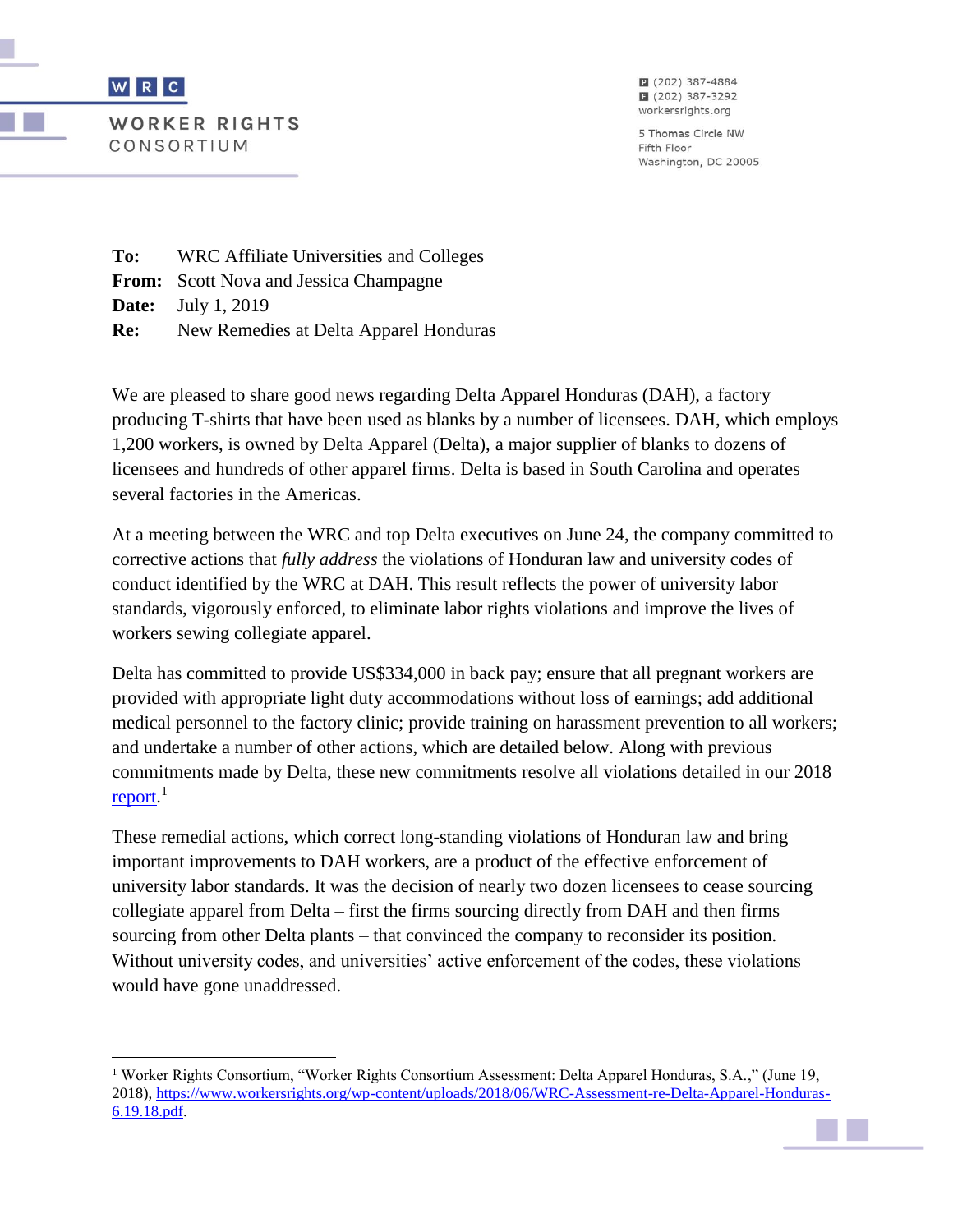WORKER RIGHTS CONSORTIUM

(202) 387-4884
(202) 387-3292
workersrights.org

5 Thomas Circle NW
Fifth Floor
Washington, DC 20005

**To:** WRC Affiliate Universities and Colleges
**From:** Scott Nova and Jessica Champagne
**Date:** July 1, 2019
**Re:** New Remedies at Delta Apparel Honduras

We are pleased to share good news regarding Delta Apparel Honduras (DAH), a factory producing T-shirts that have been used as blanks by a number of licensees. DAH, which employs 1,200 workers, is owned by Delta Apparel (Delta), a major supplier of blanks to dozens of licensees and hundreds of other apparel firms. Delta is based in South Carolina and operates several factories in the Americas.

At a meeting between the WRC and top Delta executives on June 24, the company committed to corrective actions that *fully address* the violations of Honduran law and university codes of conduct identified by the WRC at DAH. This result reflects the power of university labor standards, vigorously enforced, to eliminate labor rights violations and improve the lives of workers sewing collegiate apparel.

Delta has committed to provide US$334,000 in back pay; ensure that all pregnant workers are provided with appropriate light duty accommodations without loss of earnings; add additional medical personnel to the factory clinic; provide training on harassment prevention to all workers; and undertake a number of other actions, which are detailed below. Along with previous commitments made by Delta, these new commitments resolve all violations detailed in our 2018 report.[1]

These remedial actions, which correct long-standing violations of Honduran law and bring important improvements to DAH workers, are a product of the effective enforcement of university labor standards. It was the decision of nearly two dozen licensees to cease sourcing collegiate apparel from Delta – first the firms sourcing directly from DAH and then firms sourcing from other Delta plants – that convinced the company to reconsider its position. Without university codes, and universities' active enforcement of the codes, these violations would have gone unaddressed.

---

[1] Worker Rights Consortium, "Worker Rights Consortium Assessment: Delta Apparel Honduras, S.A.," (June 19, 2018), https://www.workersrights.org/wp-content/uploads/2018/06/WRC-Assessment-re-Delta-Apparel-Honduras-6.19.18.pdf.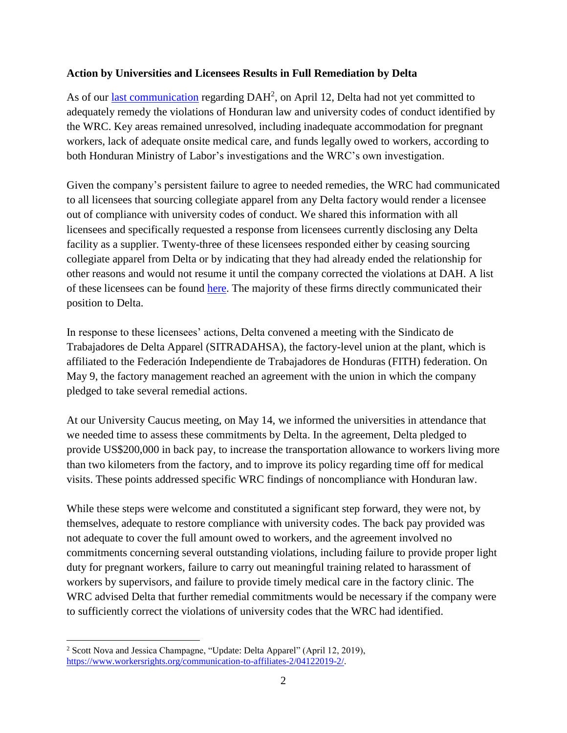**Action by Universities and Licensees Results in Full Remediation by Delta**

As of our [last communication](https://www.workersrights.org/communication-to-affiliates-2/04122019-2/) regarding DAH[2], on April 12, Delta had not yet committed to adequately remedy the violations of Honduran law and university codes of conduct identified by the WRC. Key areas remained unresolved, including inadequate accommodation for pregnant workers, lack of adequate onsite medical care, and funds legally owed to workers, according to both Honduran Ministry of Labor's investigations and the WRC's own investigation.

Given the company's persistent failure to agree to needed remedies, the WRC had communicated to all licensees that sourcing collegiate apparel from any Delta factory would render a licensee out of compliance with university codes of conduct. We shared this information with all licensees and specifically requested a response from licensees currently disclosing any Delta facility as a supplier. Twenty-three of these licensees responded either by ceasing sourcing collegiate apparel from Delta or by indicating that they had already ended the relationship for other reasons and would not resume it until the company corrected the violations at DAH. A list of these licensees can be found here. The majority of these firms directly communicated their position to Delta.

In response to these licensees' actions, Delta convened a meeting with the Sindicato de Trabajadores de Delta Apparel (SITRADAHSA), the factory-level union at the plant, which is affiliated to the Federación Independiente de Trabajadores de Honduras (FITH) federation. On May 9, the factory management reached an agreement with the union in which the company pledged to take several remedial actions.

At our University Caucus meeting, on May 14, we informed the universities in attendance that we needed time to assess these commitments by Delta. In the agreement, Delta pledged to provide US$200,000 in back pay, to increase the transportation allowance to workers living more than two kilometers from the factory, and to improve its policy regarding time off for medical visits. These points addressed specific WRC findings of noncompliance with Honduran law.

While these steps were welcome and constituted a significant step forward, they were not, by themselves, adequate to restore compliance with university codes. The back pay provided was not adequate to cover the full amount owed to workers, and the agreement involved no commitments concerning several outstanding violations, including failure to provide proper light duty for pregnant workers, failure to carry out meaningful training related to harassment of workers by supervisors, and failure to provide timely medical care in the factory clinic. The WRC advised Delta that further remedial commitments would be necessary if the company were to sufficiently correct the violations of university codes that the WRC had identified.

---

[2] Scott Nova and Jessica Champagne, "Update: Delta Apparel" (April 12, 2019), https://www.workersrights.org/communication-to-affiliates-2/04122019-2/.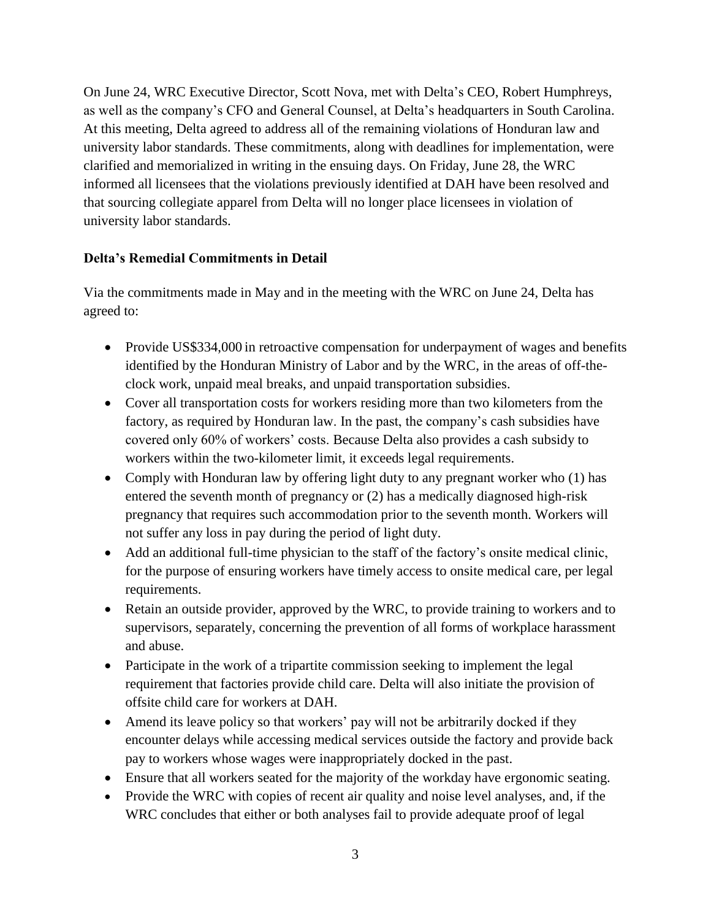On June 24, WRC Executive Director, Scott Nova, met with Delta's CEO, Robert Humphreys, as well as the company's CFO and General Counsel, at Delta's headquarters in South Carolina. At this meeting, Delta agreed to address all of the remaining violations of Honduran law and university labor standards. These commitments, along with deadlines for implementation, were clarified and memorialized in writing in the ensuing days. On Friday, June 28, the WRC informed all licensees that the violations previously identified at DAH have been resolved and that sourcing collegiate apparel from Delta will no longer place licensees in violation of university labor standards.

**Delta's Remedial Commitments in Detail**

Via the commitments made in May and in the meeting with the WRC on June 24, Delta has agreed to:

- Provide US$334,000 in retroactive compensation for underpayment of wages and benefits identified by the Honduran Ministry of Labor and by the WRC, in the areas of off-the-clock work, unpaid meal breaks, and unpaid transportation subsidies.
- Cover all transportation costs for workers residing more than two kilometers from the factory, as required by Honduran law. In the past, the company's cash subsidies have covered only 60% of workers' costs. Because Delta also provides a cash subsidy to workers within the two-kilometer limit, it exceeds legal requirements.
- Comply with Honduran law by offering light duty to any pregnant worker who (1) has entered the seventh month of pregnancy or (2) has a medically diagnosed high-risk pregnancy that requires such accommodation prior to the seventh month. Workers will not suffer any loss in pay during the period of light duty.
- Add an additional full-time physician to the staff of the factory's onsite medical clinic, for the purpose of ensuring workers have timely access to onsite medical care, per legal requirements.
- Retain an outside provider, approved by the WRC, to provide training to workers and to supervisors, separately, concerning the prevention of all forms of workplace harassment and abuse.
- Participate in the work of a tripartite commission seeking to implement the legal requirement that factories provide child care. Delta will also initiate the provision of offsite child care for workers at DAH.
- Amend its leave policy so that workers' pay will not be arbitrarily docked if they encounter delays while accessing medical services outside the factory and provide back pay to workers whose wages were inappropriately docked in the past.
- Ensure that all workers seated for the majority of the workday have ergonomic seating.
- Provide the WRC with copies of recent air quality and noise level analyses, and, if the WRC concludes that either or both analyses fail to provide adequate proof of legal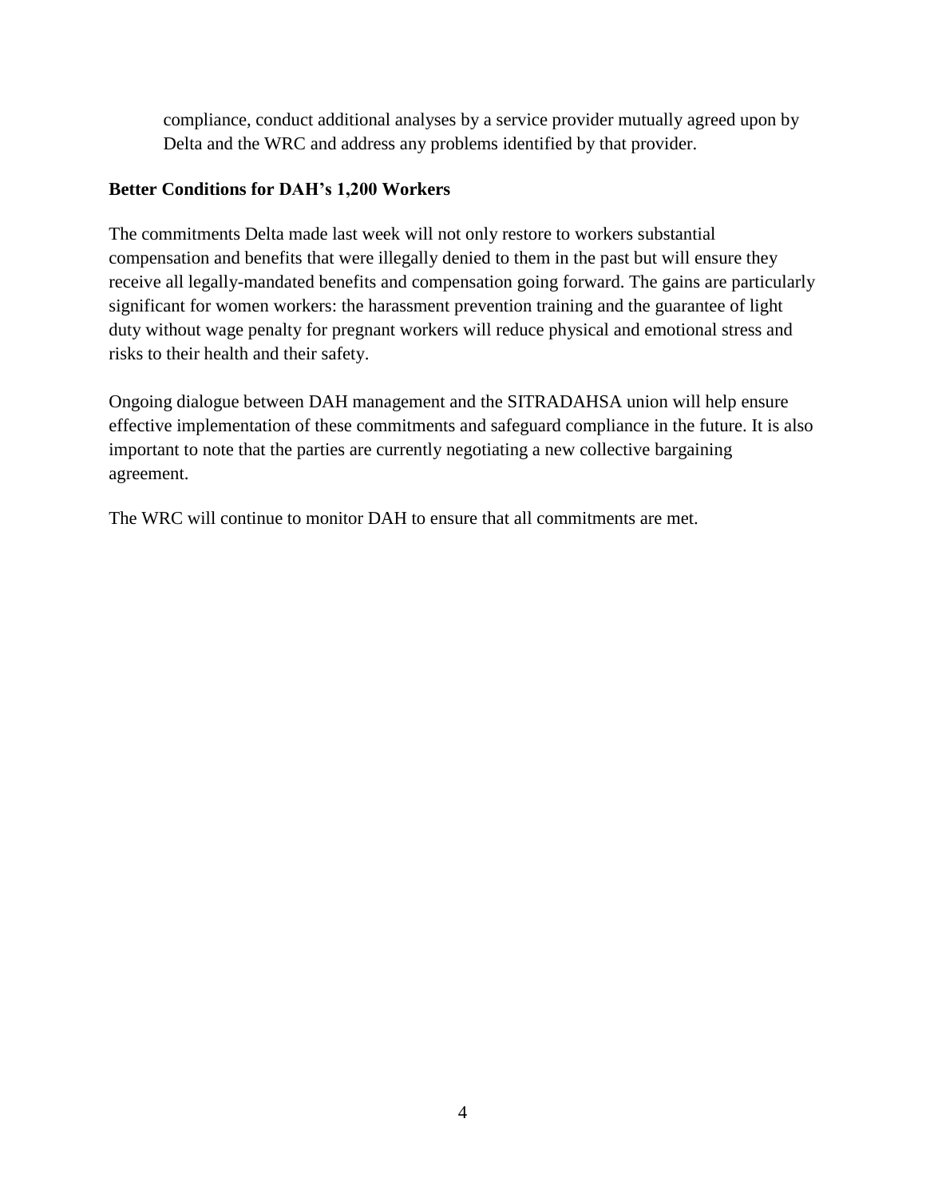compliance, conduct additional analyses by a service provider mutually agreed upon by Delta and the WRC and address any problems identified by that provider.

**Better Conditions for DAH's 1,200 Workers**

The commitments Delta made last week will not only restore to workers substantial compensation and benefits that were illegally denied to them in the past but will ensure they receive all legally-mandated benefits and compensation going forward. The gains are particularly significant for women workers: the harassment prevention training and the guarantee of light duty without wage penalty for pregnant workers will reduce physical and emotional stress and risks to their health and their safety.

Ongoing dialogue between DAH management and the SITRADAHSA union will help ensure effective implementation of these commitments and safeguard compliance in the future. It is also important to note that the parties are currently negotiating a new collective bargaining agreement.

The WRC will continue to monitor DAH to ensure that all commitments are met.